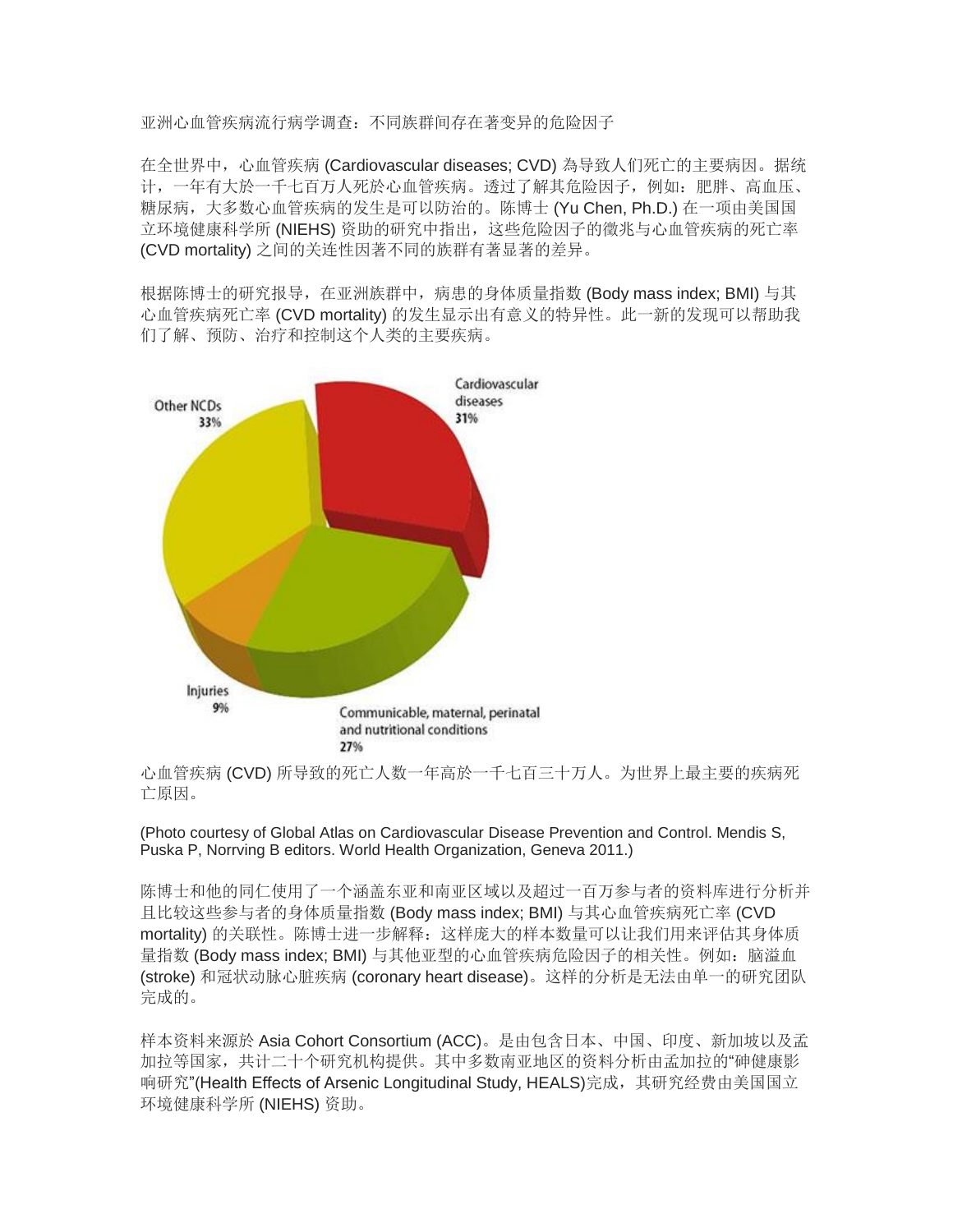亚洲心血管疾病流行病学调查：不同族群间存在著变异的危险因子

在全世界中，心血管疾病 (Cardiovascular diseases; CVD) 為导致人们死亡的主要病因。据统计，一年有大於一千七百万人死於心血管疾病。透过了解其危险因子，例如：肥胖、高血压、糖尿病，大多数心血管疾病的发生是可以防治的。陈博士 (Yu Chen, Ph.D.) 在一项由美国国立环境健康科学所 (NIEHS) 资助的研究中指出，这些危险因子的徵兆与心血管疾病的死亡率 (CVD mortality) 之间的关连性因著不同的族群有著显著的差异。

根据陈博士的研究报导，在亚洲族群中，病患的身体质量指数 (Body mass index; BMI) 与其心血管疾病死亡率 (CVD mortality) 的发生显示出有意义的特异性。此一新的发现可以帮助我们了解、预防、治疗和控制这个人类的主要疾病。

Cardiovascular diseases 31%

Other NCDs 33%

Injuries 9%

Communicable, maternal, perinatal and nutritional conditions 27%

心血管疾病 (CVD) 所导致的死亡人数一年高於一千七百三十万人。為世界上最主要的疾病死亡原因。

(Photo courtesy of Global Atlas on Cardiovascular Disease Prevention and Control. Mendis S, Puska P, Norrving B editors. World Health Organization, Geneva 2011.)

陈博士和他的同仁使用了一个涵盖东亚和南亚区域以及超过一百万参与者的资料库进行分析并且比较这些参与者的身体质量指数 (Body mass index; BMI) 与其心血管疾病死亡率 (CVD mortality) 的关联性。陈博士进一步解释：这样庞大的样本数量可以让我们用来评估其身体质量指数 (Body mass index; BMI) 与其他亚型的心血管疾病危险因子的相关性。例如：脑溢血 (stroke) 和冠状动脉心脏疾病 (coronary heart disease)。这样的分析是无法由单一的研究团队完成的。

样本资料来源於 Asia Cohort Consortium (ACC)。是由包含日本、中国、印度、新加坡以及孟加拉等国家，共计二十个研究机构提供。其中多数南亚地区的资料分析由孟加拉的"砷健康影响研究"(Health Effects of Arsenic Longitudinal Study, HEALS)完成，其研究经费由美国国立环境健康科学所 (NIEHS) 资助。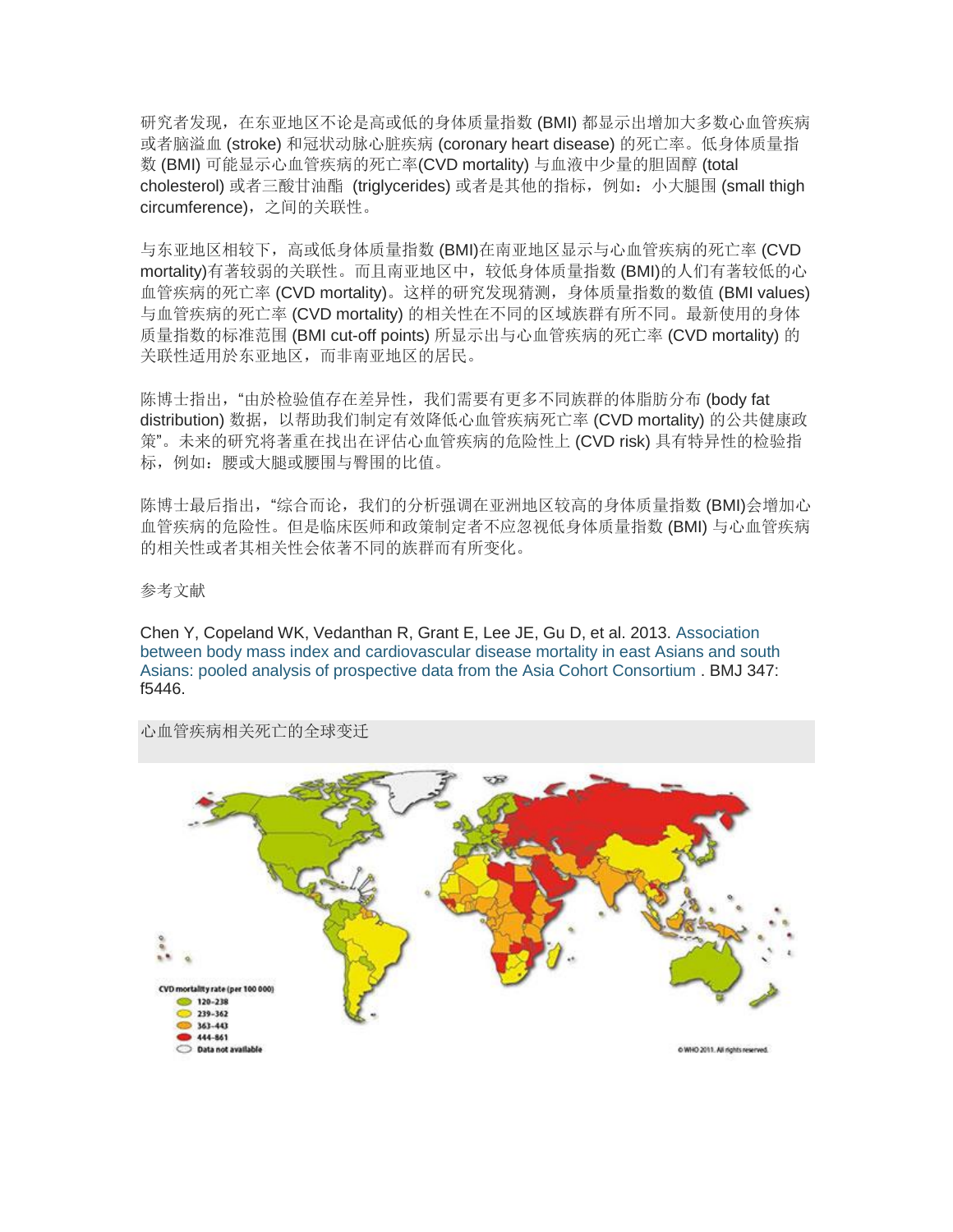研究者发现，在东亚地区不论是高或低的身体质量指数 (BMI) 都显示出增加大多数心血管疾病或者脑溢血 (stroke) 和冠状动脉心脏疾病 (coronary heart disease) 的死亡率。低身体质量指数 (BMI) 可能显示心血管疾病的死亡率(CVD mortality) 与血液中少量的胆固醇 (total cholesterol) 或者三酸甘油酯 (triglycerides) 或者是其他的指标，例如：小大腿围 (small thigh circumference)，之间的关联性。

与东亚地区相较下，高或低身体质量指数 (BMI)在南亚地区显示与心血管疾病的死亡率 (CVD mortality)有著较弱的关联性。而且南亚地区中，较低身体质量指数 (BMI)的人们有著较低的心血管疾病的死亡率 (CVD mortality)。这样的研究发现猜测，身体质量指数的数值 (BMI values) 与血管疾病的死亡率 (CVD mortality) 的相关性在不同的区域族群有所不同。最新使用的身体质量指数的标准范围 (BMI cut-off points) 所显示出与心血管疾病的死亡率 (CVD mortality) 的关联性适用於东亚地区，而非南亚地区的居民。

陈博士指出，"由於检验值存在差异性，我们需要有更多不同族群的体脂肪分布 (body fat distribution) 数据，以帮助我们制定有效降低心血管疾病死亡率 (CVD mortality) 的公共健康政策"。未来的研究将著重在找出在评估心血管疾病的危险性上 (CVD risk) 具有特异性的检验指标，例如：腰或大腿或腰围与臀围的比值。

陈博士最后指出，"综合而论，我们的分析强调在亚洲地区较高的身体质量指数 (BMI)会增加心血管疾病的危险性。但是临床医师和政策制定者不应忽视低身体质量指数 (BMI) 与心血管疾病的相关性或者其相关性会依著不同的族群而有所变化。

参考文献

Chen Y, Copeland WK, Vedanthan R, Grant E, Lee JE, Gu D, et al. 2013. Association between body mass index and cardiovascular disease mortality in east Asians and south Asians: pooled analysis of prospective data from the Asia Cohort Consortium . BMJ 347: f5446.

心血管疾病相关死亡的全球变迁

CVD mortality rate (per 100 000)
- 120-238
- 239-362
- 363-443
- 444-861
- Data not available

©WHO 2011. All rights reserved.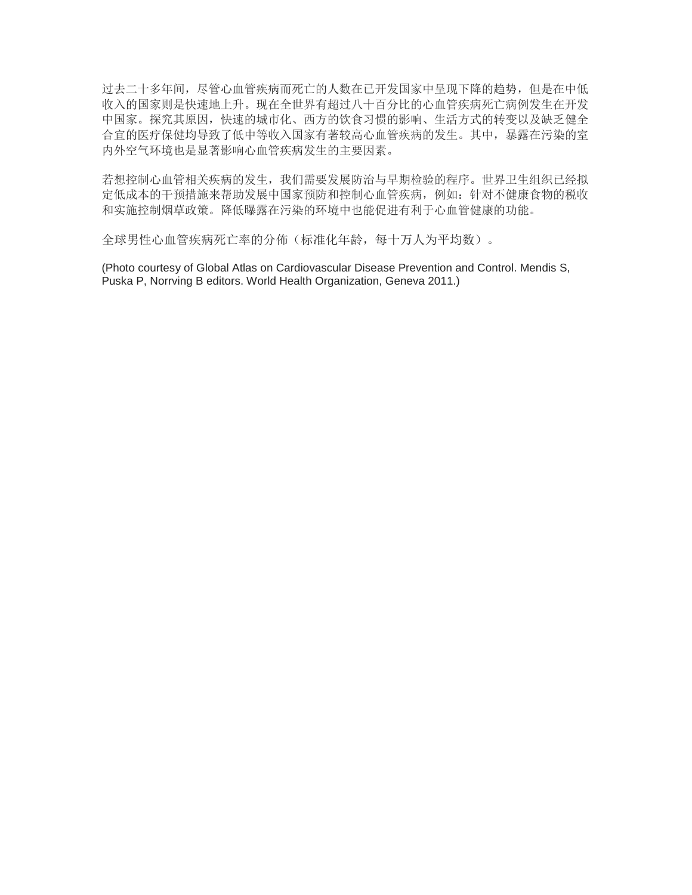过去二十多年间，尽管心血管疾病而死亡的人数在已开发国家中呈现下降的趋势，但是在中低收入的国家则是快速地上升。现在全世界有超过八十百分比的心血管疾病死亡病例发生在开发中国家。探究其原因，快速的城市化、西方的饮食习惯的影响、生活方式的转变以及缺乏健全合宜的医疗保健均导致了低中等收入国家有著较高心血管疾病的发生。其中，暴露在污染的室内外空气环境也是显著影响心血管疾病发生的主要因素。

若想控制心血管相关疾病的发生，我们需要发展防治与早期检验的程序。世界卫生组织已经拟定低成本的干预措施来帮助发展中国家预防和控制心血管疾病，例如：针对不健康食物的税收和实施控制烟草政策。降低曝露在污染的环境中也能促进有利于心血管健康的功能。

全球男性心血管疾病死亡率的分佈（标准化年龄，每十万人为平均数）。

(Photo courtesy of Global Atlas on Cardiovascular Disease Prevention and Control. Mendis S, Puska P, Norrving B editors. World Health Organization, Geneva 2011.)